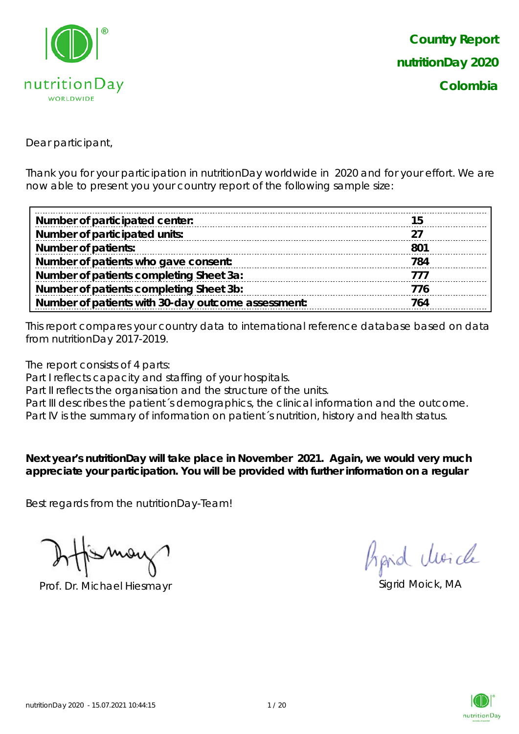# Country Report
## nutritionDay 2020
## Colombia

Dear participant,

Thank you for your participation in nutritionDay worldwide in 2020 and for your effort. We are now able to present you your country report of the following sample size:

| | |
|---|---|
| **Number of participated center:** | **15** |
| **Number of participated units:** | **27** |
| **Number of patients:** | **801** |
| **Number of patients who gave consent:** | **784** |
| **Number of patients completing Sheet 3a:** | **777** |
| **Number of patients completing Sheet 3b:** | **776** |
| **Number of patients with 30-day outcome assessment:** | **764** |

This report compares your country data to international reference database based on data from nutritionDay 2017-2019.

The report consists of 4 parts:
Part I reflects capacity and staffing of your hospitals.
Part II reflects the organisation and the structure of the units.
Part III describes the patient´s demographics, the clinical information and the outcome.
Part IV is the summary of information on patient´s nutrition, history and health status.

**Next year's nutritionDay will take place in November 2021. Again, we would very much appreciate your participation. You will be provided with further information on a regular**

Best regards from the nutritionDay-Team!

Prof. Dr. Michael Hiesmayr

Sigrid Moick, MA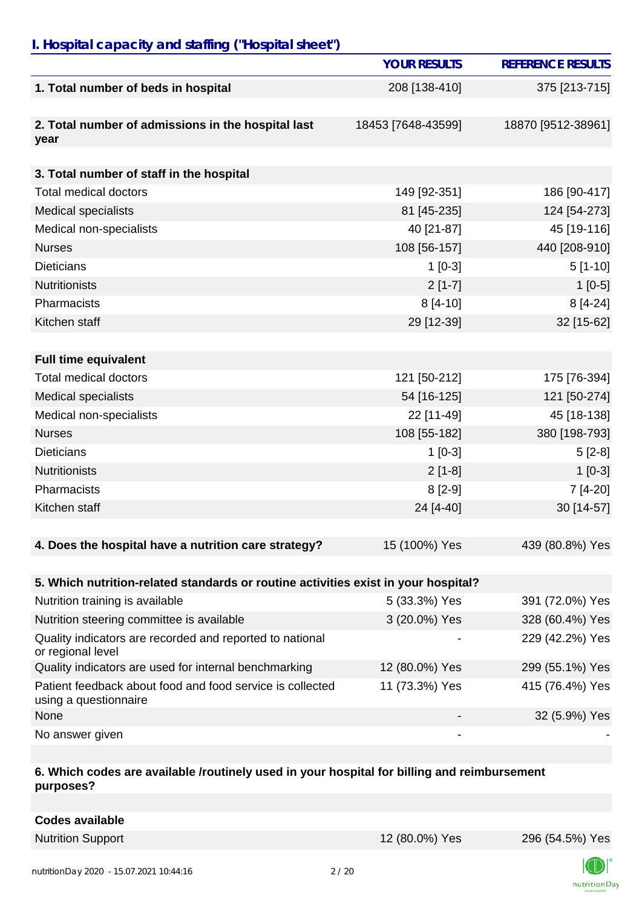## I. Hospital capacity and staffing ("Hospital sheet")

| | YOUR RESULTS | REFERENCE RESULTS |
|---|---|---|
| **1. Total number of beds in hospital** | 208 [138-410] | 375 [213-715] |
| **2. Total number of admissions in the hospital last year** | 18453 [7648-43599] | 18870 [9512-38961] |
| **3. Total number of staff in the hospital** | | |
| Total medical doctors | 149 [92-351] | 186 [90-417] |
| Medical specialists | 81 [45-235] | 124 [54-273] |
| Medical non-specialists | 40 [21-87] | 45 [19-116] |
| Nurses | 108 [56-157] | 440 [208-910] |
| Dieticians | 1 [0-3] | 5 [1-10] |
| Nutritionists | 2 [1-7] | 1 [0-5] |
| Pharmacists | 8 [4-10] | 8 [4-24] |
| Kitchen staff | 29 [12-39] | 32 [15-62] |
| **Full time equivalent** | | |
| Total medical doctors | 121 [50-212] | 175 [76-394] |
| Medical specialists | 54 [16-125] | 121 [50-274] |
| Medical non-specialists | 22 [11-49] | 45 [18-138] |
| Nurses | 108 [55-182] | 380 [198-793] |
| Dieticians | 1 [0-3] | 5 [2-8] |
| Nutritionists | 2 [1-8] | 1 [0-3] |
| Pharmacists | 8 [2-9] | 7 [4-20] |
| Kitchen staff | 24 [4-40] | 30 [14-57] |
| **4. Does the hospital have a nutrition care strategy?** | 15 (100%) Yes | 439 (80.8%) Yes |
| **5. Which nutrition-related standards or routine activities exist in your hospital?** | | |
| Nutrition training is available | 5 (33.3%) Yes | 391 (72.0%) Yes |
| Nutrition steering committee is available | 3 (20.0%) Yes | 328 (60.4%) Yes |
| Quality indicators are recorded and reported to national or regional level | - | 229 (42.2%) Yes |
| Quality indicators are used for internal benchmarking | 12 (80.0%) Yes | 299 (55.1%) Yes |
| Patient feedback about food and food service is collected using a questionnaire | 11 (73.3%) Yes | 415 (76.4%) Yes |
| None | - | 32 (5.9%) Yes |
| No answer given | - | - |
| **6. Which codes are available /routinely used in your hospital for billing and reimbursement purposes?** | | |
| **Codes available** | | |
| Nutrition Support | 12 (80.0%) Yes | 296 (54.5%) Yes |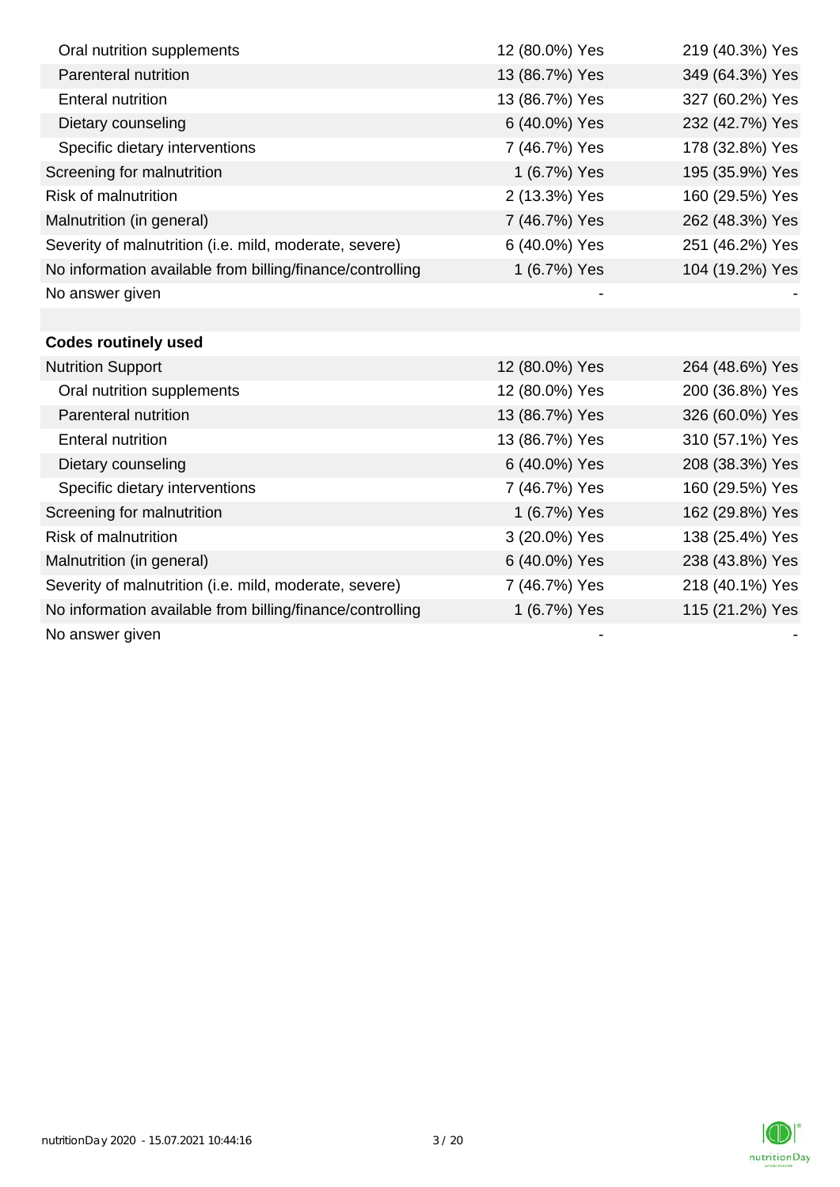| | | |
|---|---|---|
| Oral nutrition supplements | 12 (80.0%) Yes | 219 (40.3%) Yes |
| Parenteral nutrition | 13 (86.7%) Yes | 349 (64.3%) Yes |
| Enteral nutrition | 13 (86.7%) Yes | 327 (60.2%) Yes |
| Dietary counseling | 6 (40.0%) Yes | 232 (42.7%) Yes |
| Specific dietary interventions | 7 (46.7%) Yes | 178 (32.8%) Yes |
| Screening for malnutrition | 1 (6.7%) Yes | 195 (35.9%) Yes |
| Risk of malnutrition | 2 (13.3%) Yes | 160 (29.5%) Yes |
| Malnutrition (in general) | 7 (46.7%) Yes | 262 (48.3%) Yes |
| Severity of malnutrition (i.e. mild, moderate, severe) | 6 (40.0%) Yes | 251 (46.2%) Yes |
| No information available from billing/finance/controlling | 1 (6.7%) Yes | 104 (19.2%) Yes |
| No answer given | - | - |
| | | |
| **Codes routinely used** | | |
| Nutrition Support | 12 (80.0%) Yes | 264 (48.6%) Yes |
| Oral nutrition supplements | 12 (80.0%) Yes | 200 (36.8%) Yes |
| Parenteral nutrition | 13 (86.7%) Yes | 326 (60.0%) Yes |
| Enteral nutrition | 13 (86.7%) Yes | 310 (57.1%) Yes |
| Dietary counseling | 6 (40.0%) Yes | 208 (38.3%) Yes |
| Specific dietary interventions | 7 (46.7%) Yes | 160 (29.5%) Yes |
| Screening for malnutrition | 1 (6.7%) Yes | 162 (29.8%) Yes |
| Risk of malnutrition | 3 (20.0%) Yes | 138 (25.4%) Yes |
| Malnutrition (in general) | 6 (40.0%) Yes | 238 (43.8%) Yes |
| Severity of malnutrition (i.e. mild, moderate, severe) | 7 (46.7%) Yes | 218 (40.1%) Yes |
| No information available from billing/finance/controlling | 1 (6.7%) Yes | 115 (21.2%) Yes |
| No answer given | - | - |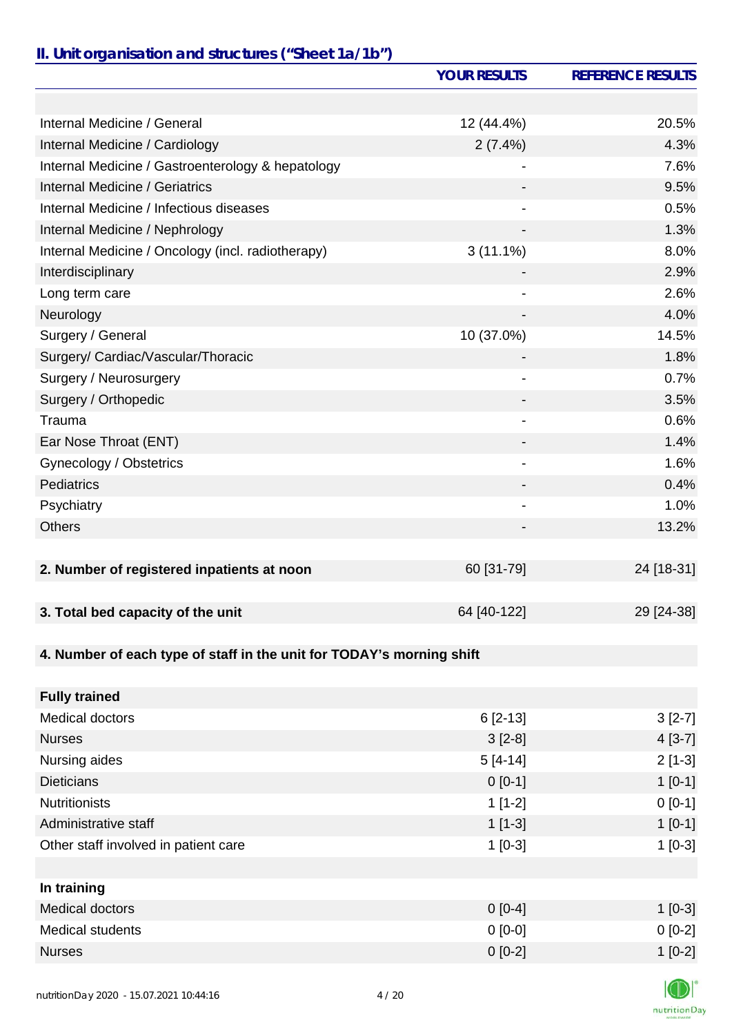## II. Unit organisation and structures ("Sheet 1a/1b")

| | YOUR RESULTS | REFERENCE RESULTS |
|---|---|---|
| Internal Medicine / General | 12 (44.4%) | 20.5% |
| Internal Medicine / Cardiology | 2 (7.4%) | 4.3% |
| Internal Medicine / Gastroenterology & hepatology | - | 7.6% |
| Internal Medicine / Geriatrics | - | 9.5% |
| Internal Medicine / Infectious diseases | - | 0.5% |
| Internal Medicine / Nephrology | - | 1.3% |
| Internal Medicine / Oncology (incl. radiotherapy) | 3 (11.1%) | 8.0% |
| Interdisciplinary | - | 2.9% |
| Long term care | - | 2.6% |
| Neurology | - | 4.0% |
| Surgery / General | 10 (37.0%) | 14.5% |
| Surgery/ Cardiac/Vascular/Thoracic | - | 1.8% |
| Surgery / Neurosurgery | - | 0.7% |
| Surgery / Orthopedic | - | 3.5% |
| Trauma | - | 0.6% |
| Ear Nose Throat (ENT) | - | 1.4% |
| Gynecology / Obstetrics | - | 1.6% |
| Pediatrics | - | 0.4% |
| Psychiatry | - | 1.0% |
| Others | - | 13.2% |
| **2. Number of registered inpatients at noon** | 60 [31-79] | 24 [18-31] |
| **3. Total bed capacity of the unit** | 64 [40-122] | 29 [24-38] |
| **4. Number of each type of staff in the unit for TODAY's morning shift** | | |
| **Fully trained** | | |
| Medical doctors | 6 [2-13] | 3 [2-7] |
| Nurses | 3 [2-8] | 4 [3-7] |
| Nursing aides | 5 [4-14] | 2 [1-3] |
| Dieticians | 0 [0-1] | 1 [0-1] |
| Nutritionists | 1 [1-2] | 0 [0-1] |
| Administrative staff | 1 [1-3] | 1 [0-1] |
| Other staff involved in patient care | 1 [0-3] | 1 [0-3] |
| **In training** | | |
| Medical doctors | 0 [0-4] | 1 [0-3] |
| Medical students | 0 [0-0] | 0 [0-2] |
| Nurses | 0 [0-2] | 1 [0-2] |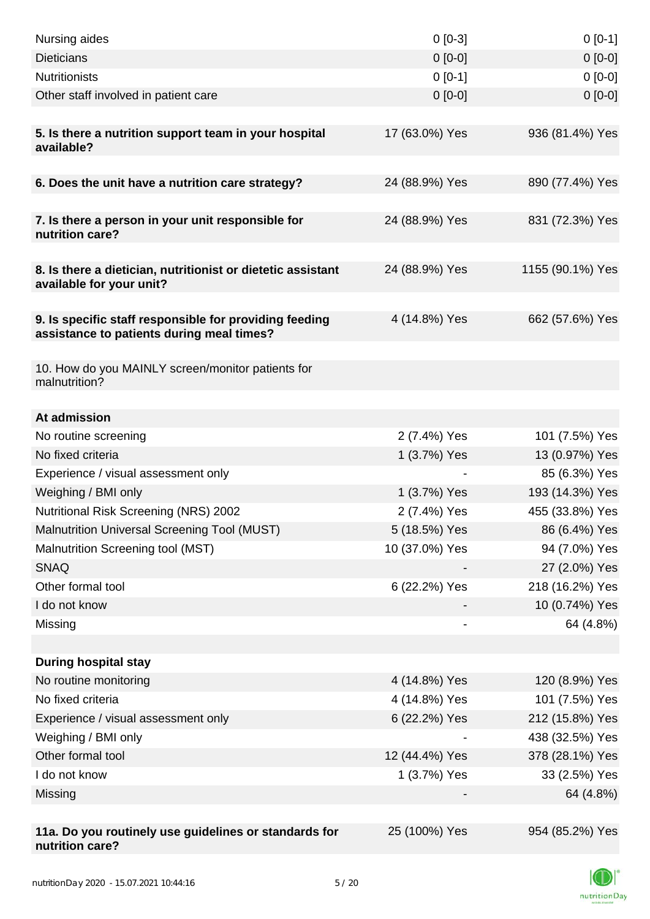| | | |
|---|---|---|
| Nursing aides | 0 [0-3] | 0 [0-1] |
| Dieticians | 0 [0-0] | 0 [0-0] |
| Nutritionists | 0 [0-1] | 0 [0-0] |
| Other staff involved in patient care | 0 [0-0] | 0 [0-0] |
| | | |
| **5. Is there a nutrition support team in your hospital available?** | 17 (63.0%) Yes | 936 (81.4%) Yes |
| | | |
| **6. Does the unit have a nutrition care strategy?** | 24 (88.9%) Yes | 890 (77.4%) Yes |
| | | |
| **7. Is there a person in your unit responsible for nutrition care?** | 24 (88.9%) Yes | 831 (72.3%) Yes |
| | | |
| **8. Is there a dietician, nutritionist or dietetic assistant available for your unit?** | 24 (88.9%) Yes | 1155 (90.1%) Yes |
| | | |
| **9. Is specific staff responsible for providing feeding assistance to patients during meal times?** | 4 (14.8%) Yes | 662 (57.6%) Yes |
| | | |
| 10. How do you MAINLY screen/monitor patients for malnutrition? | | |
| | | |
| **At admission** | | |
| No routine screening | 2 (7.4%) Yes | 101 (7.5%) Yes |
| No fixed criteria | 1 (3.7%) Yes | 13 (0.97%) Yes |
| Experience / visual assessment only | - | 85 (6.3%) Yes |
| Weighing / BMI only | 1 (3.7%) Yes | 193 (14.3%) Yes |
| Nutritional Risk Screening (NRS) 2002 | 2 (7.4%) Yes | 455 (33.8%) Yes |
| Malnutrition Universal Screening Tool (MUST) | 5 (18.5%) Yes | 86 (6.4%) Yes |
| Malnutrition Screening tool (MST) | 10 (37.0%) Yes | 94 (7.0%) Yes |
| SNAQ | - | 27 (2.0%) Yes |
| Other formal tool | 6 (22.2%) Yes | 218 (16.2%) Yes |
| I do not know | - | 10 (0.74%) Yes |
| Missing | - | 64 (4.8%) |
| | | |
| **During hospital stay** | | |
| No routine monitoring | 4 (14.8%) Yes | 120 (8.9%) Yes |
| No fixed criteria | 4 (14.8%) Yes | 101 (7.5%) Yes |
| Experience / visual assessment only | 6 (22.2%) Yes | 212 (15.8%) Yes |
| Weighing / BMI only | - | 438 (32.5%) Yes |
| Other formal tool | 12 (44.4%) Yes | 378 (28.1%) Yes |
| I do not know | 1 (3.7%) Yes | 33 (2.5%) Yes |
| Missing | - | 64 (4.8%) |
| | | |
| **11a. Do you routinely use guidelines or standards for nutrition care?** | 25 (100%) Yes | 954 (85.2%) Yes |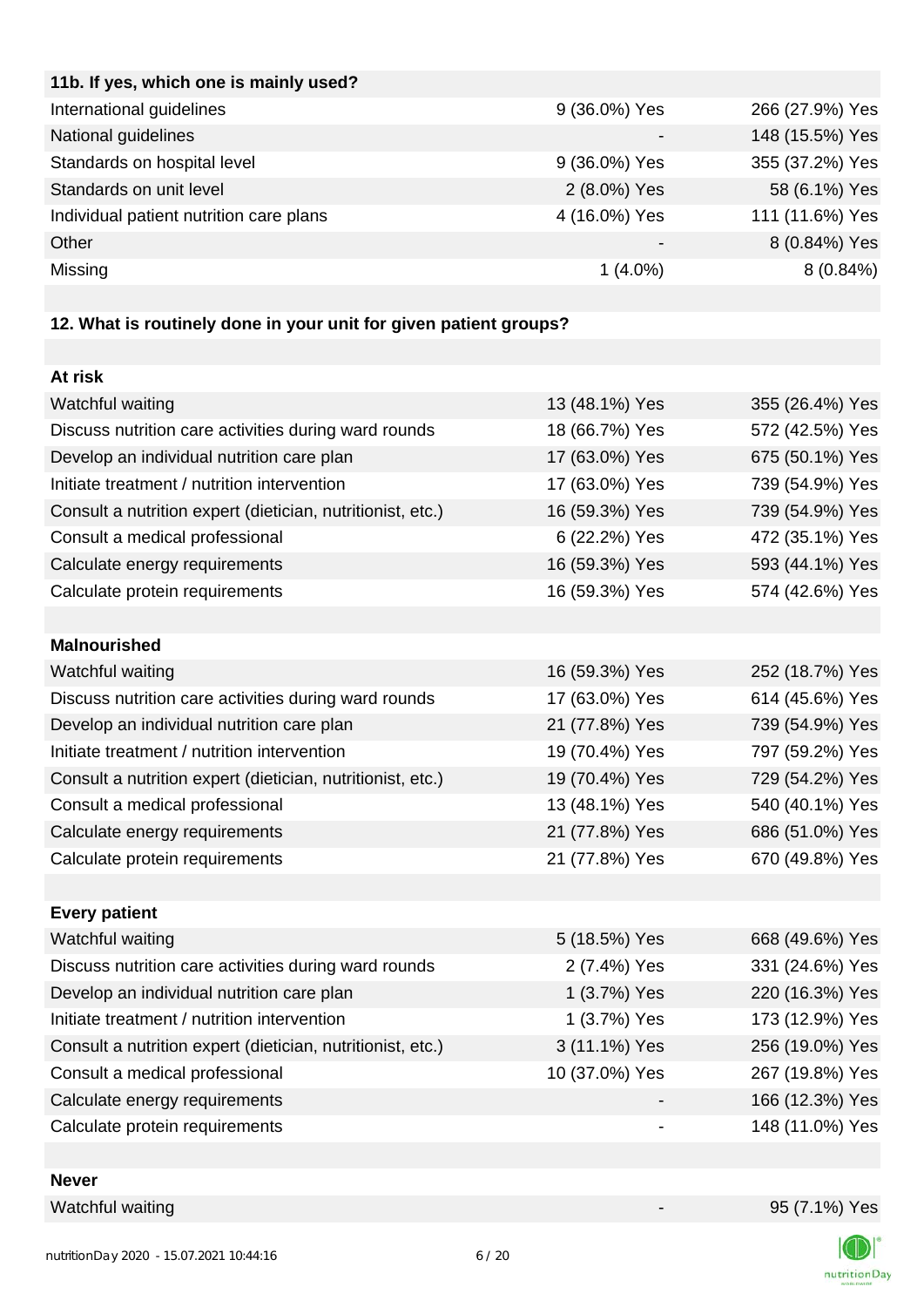| 11b. If yes, which one is mainly used? | | |
|---|---|---|
| International guidelines | 9 (36.0%) Yes | 266 (27.9%) Yes |
| National guidelines | - | 148 (15.5%) Yes |
| Standards on hospital level | 9 (36.0%) Yes | 355 (37.2%) Yes |
| Standards on unit level | 2 (8.0%) Yes | 58 (6.1%) Yes |
| Individual patient nutrition care plans | 4 (16.0%) Yes | 111 (11.6%) Yes |
| Other | - | 8 (0.84%) Yes |
| Missing | 1 (4.0%) | 8 (0.84%) |

**12. What is routinely done in your unit for given patient groups?**

| | | |
|---|---|---|
| **At risk** | | |
| Watchful waiting | 13 (48.1%) Yes | 355 (26.4%) Yes |
| Discuss nutrition care activities during ward rounds | 18 (66.7%) Yes | 572 (42.5%) Yes |
| Develop an individual nutrition care plan | 17 (63.0%) Yes | 675 (50.1%) Yes |
| Initiate treatment / nutrition intervention | 17 (63.0%) Yes | 739 (54.9%) Yes |
| Consult a nutrition expert (dietician, nutritionist, etc.) | 16 (59.3%) Yes | 739 (54.9%) Yes |
| Consult a medical professional | 6 (22.2%) Yes | 472 (35.1%) Yes |
| Calculate energy requirements | 16 (59.3%) Yes | 593 (44.1%) Yes |
| Calculate protein requirements | 16 (59.3%) Yes | 574 (42.6%) Yes |
| **Malnourished** | | |
| Watchful waiting | 16 (59.3%) Yes | 252 (18.7%) Yes |
| Discuss nutrition care activities during ward rounds | 17 (63.0%) Yes | 614 (45.6%) Yes |
| Develop an individual nutrition care plan | 21 (77.8%) Yes | 739 (54.9%) Yes |
| Initiate treatment / nutrition intervention | 19 (70.4%) Yes | 797 (59.2%) Yes |
| Consult a nutrition expert (dietician, nutritionist, etc.) | 19 (70.4%) Yes | 729 (54.2%) Yes |
| Consult a medical professional | 13 (48.1%) Yes | 540 (40.1%) Yes |
| Calculate energy requirements | 21 (77.8%) Yes | 686 (51.0%) Yes |
| Calculate protein requirements | 21 (77.8%) Yes | 670 (49.8%) Yes |
| **Every patient** | | |
| Watchful waiting | 5 (18.5%) Yes | 668 (49.6%) Yes |
| Discuss nutrition care activities during ward rounds | 2 (7.4%) Yes | 331 (24.6%) Yes |
| Develop an individual nutrition care plan | 1 (3.7%) Yes | 220 (16.3%) Yes |
| Initiate treatment / nutrition intervention | 1 (3.7%) Yes | 173 (12.9%) Yes |
| Consult a nutrition expert (dietician, nutritionist, etc.) | 3 (11.1%) Yes | 256 (19.0%) Yes |
| Consult a medical professional | 10 (37.0%) Yes | 267 (19.8%) Yes |
| Calculate energy requirements | - | 166 (12.3%) Yes |
| Calculate protein requirements | - | 148 (11.0%) Yes |
| **Never** | | |
| Watchful waiting | - | 95 (7.1%) Yes |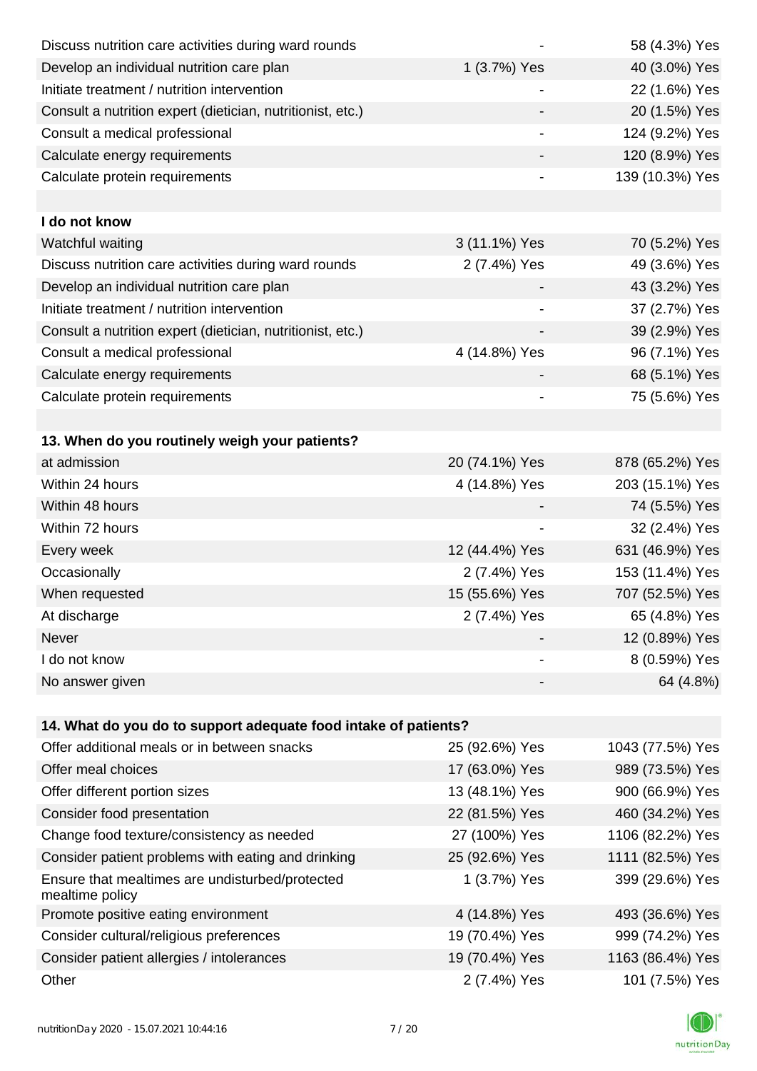| | | |
|---|---|---|
| Discuss nutrition care activities during ward rounds | - | 58 (4.3%) Yes |
| Develop an individual nutrition care plan | 1 (3.7%) Yes | 40 (3.0%) Yes |
| Initiate treatment / nutrition intervention | - | 22 (1.6%) Yes |
| Consult a nutrition expert (dietician, nutritionist, etc.) | - | 20 (1.5%) Yes |
| Consult a medical professional | - | 124 (9.2%) Yes |
| Calculate energy requirements | - | 120 (8.9%) Yes |
| Calculate protein requirements | - | 139 (10.3%) Yes |
| | | |
| **I do not know** | | |
| Watchful waiting | 3 (11.1%) Yes | 70 (5.2%) Yes |
| Discuss nutrition care activities during ward rounds | 2 (7.4%) Yes | 49 (3.6%) Yes |
| Develop an individual nutrition care plan | - | 43 (3.2%) Yes |
| Initiate treatment / nutrition intervention | - | 37 (2.7%) Yes |
| Consult a nutrition expert (dietician, nutritionist, etc.) | - | 39 (2.9%) Yes |
| Consult a medical professional | 4 (14.8%) Yes | 96 (7.1%) Yes |
| Calculate energy requirements | - | 68 (5.1%) Yes |
| Calculate protein requirements | - | 75 (5.6%) Yes |
| | | |
| **13. When do you routinely weigh your patients?** | | |
| at admission | 20 (74.1%) Yes | 878 (65.2%) Yes |
| Within 24 hours | 4 (14.8%) Yes | 203 (15.1%) Yes |
| Within 48 hours | - | 74 (5.5%) Yes |
| Within 72 hours | - | 32 (2.4%) Yes |
| Every week | 12 (44.4%) Yes | 631 (46.9%) Yes |
| Occasionally | 2 (7.4%) Yes | 153 (11.4%) Yes |
| When requested | 15 (55.6%) Yes | 707 (52.5%) Yes |
| At discharge | 2 (7.4%) Yes | 65 (4.8%) Yes |
| Never | - | 12 (0.89%) Yes |
| I do not know | - | 8 (0.59%) Yes |
| No answer given | - | 64 (4.8%) |
| | | |
| **14. What do you do to support adequate food intake of patients?** | | |
| Offer additional meals or in between snacks | 25 (92.6%) Yes | 1043 (77.5%) Yes |
| Offer meal choices | 17 (63.0%) Yes | 989 (73.5%) Yes |
| Offer different portion sizes | 13 (48.1%) Yes | 900 (66.9%) Yes |
| Consider food presentation | 22 (81.5%) Yes | 460 (34.2%) Yes |
| Change food texture/consistency as needed | 27 (100%) Yes | 1106 (82.2%) Yes |
| Consider patient problems with eating and drinking | 25 (92.6%) Yes | 1111 (82.5%) Yes |
| Ensure that mealtimes are undisturbed/protected mealtime policy | 1 (3.7%) Yes | 399 (29.6%) Yes |
| Promote positive eating environment | 4 (14.8%) Yes | 493 (36.6%) Yes |
| Consider cultural/religious preferences | 19 (70.4%) Yes | 999 (74.2%) Yes |
| Consider patient allergies / intolerances | 19 (70.4%) Yes | 1163 (86.4%) Yes |
| Other | 2 (7.4%) Yes | 101 (7.5%) Yes |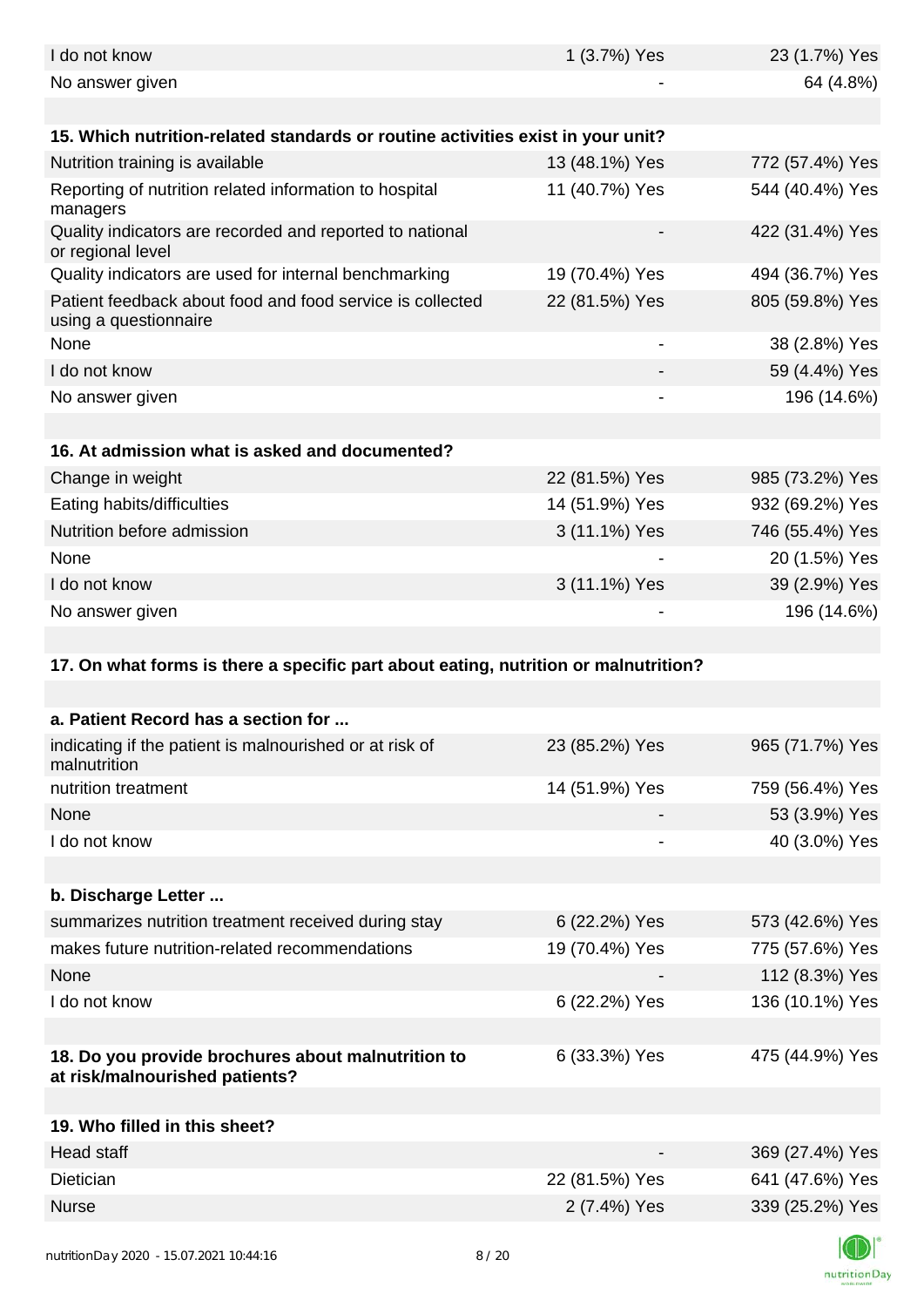| | | |
|---|---|---|
| I do not know | 1 (3.7%) Yes | 23 (1.7%) Yes |
| No answer given | - | 64 (4.8%) |

| 15. Which nutrition-related standards or routine activities exist in your unit? | | |
|---|---|---|
| Nutrition training is available | 13 (48.1%) Yes | 772 (57.4%) Yes |
| Reporting of nutrition related information to hospital managers | 11 (40.7%) Yes | 544 (40.4%) Yes |
| Quality indicators are recorded and reported to national or regional level | - | 422 (31.4%) Yes |
| Quality indicators are used for internal benchmarking | 19 (70.4%) Yes | 494 (36.7%) Yes |
| Patient feedback about food and food service is collected using a questionnaire | 22 (81.5%) Yes | 805 (59.8%) Yes |
| None | - | 38 (2.8%) Yes |
| I do not know | - | 59 (4.4%) Yes |
| No answer given | - | 196 (14.6%) |

| 16. At admission what is asked and documented? | | |
|---|---|---|
| Change in weight | 22 (81.5%) Yes | 985 (73.2%) Yes |
| Eating habits/difficulties | 14 (51.9%) Yes | 932 (69.2%) Yes |
| Nutrition before admission | 3 (11.1%) Yes | 746 (55.4%) Yes |
| None | - | 20 (1.5%) Yes |
| I do not know | 3 (11.1%) Yes | 39 (2.9%) Yes |
| No answer given | - | 196 (14.6%) |

**17. On what forms is there a specific part about eating, nutrition or malnutrition?**

| a. Patient Record has a section for ... | | |
|---|---|---|
| indicating if the patient is malnourished or at risk of malnutrition | 23 (85.2%) Yes | 965 (71.7%) Yes |
| nutrition treatment | 14 (51.9%) Yes | 759 (56.4%) Yes |
| None | - | 53 (3.9%) Yes |
| I do not know | - | 40 (3.0%) Yes |

| b. Discharge Letter ... | | |
|---|---|---|
| summarizes nutrition treatment received during stay | 6 (22.2%) Yes | 573 (42.6%) Yes |
| makes future nutrition-related recommendations | 19 (70.4%) Yes | 775 (57.6%) Yes |
| None | - | 112 (8.3%) Yes |
| I do not know | 6 (22.2%) Yes | 136 (10.1%) Yes |

| | | |
|---|---|---|
| **18. Do you provide brochures about malnutrition to at risk/malnourished patients?** | 6 (33.3%) Yes | 475 (44.9%) Yes |

| 19. Who filled in this sheet? | | |
|---|---|---|
| Head staff | - | 369 (27.4%) Yes |
| Dietician | 22 (81.5%) Yes | 641 (47.6%) Yes |
| Nurse | 2 (7.4%) Yes | 339 (25.2%) Yes |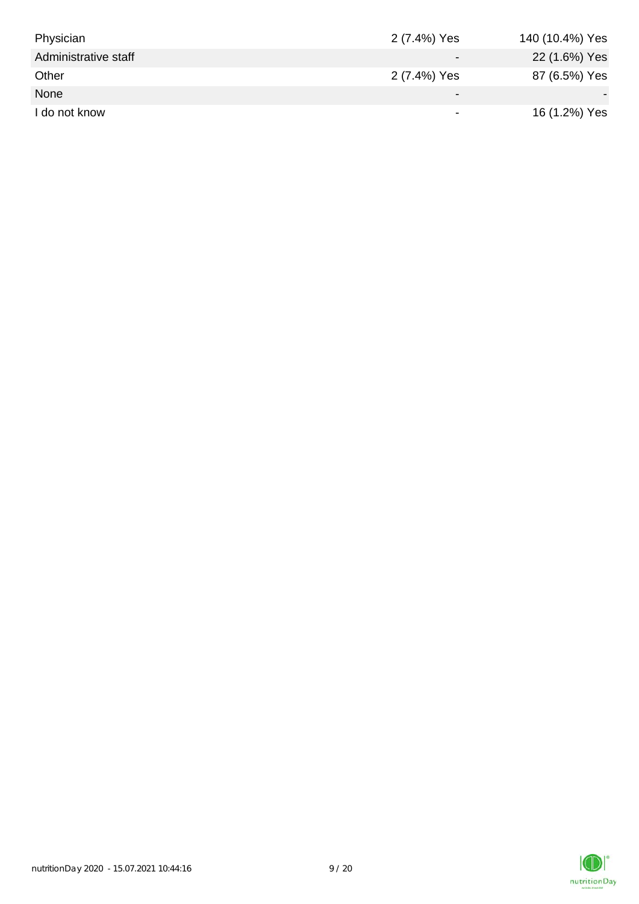| | | |
|---|---|---|
| Physician | 2 (7.4%) Yes | 140 (10.4%) Yes |
| Administrative staff | - | 22 (1.6%) Yes |
| Other | 2 (7.4%) Yes | 87 (6.5%) Yes |
| None | - | - |
| I do not know | - | 16 (1.2%) Yes |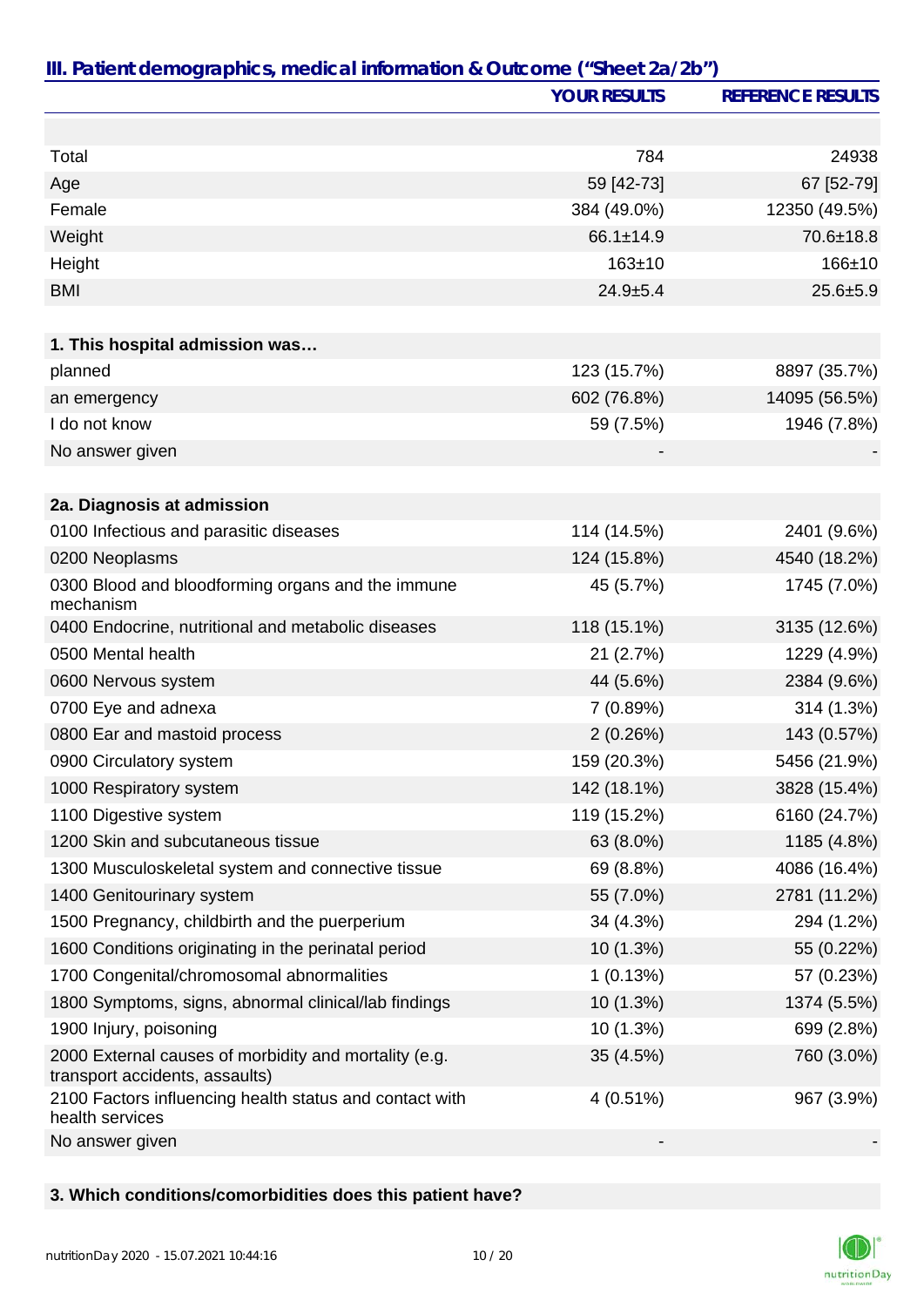## III. Patient demographics, medical information & Outcome ("Sheet 2a/2b")

| | YOUR RESULTS | REFERENCE RESULTS |
|---|---|---|
| Total | 784 | 24938 |
| Age | 59 [42-73] | 67 [52-79] |
| Female | 384 (49.0%) | 12350 (49.5%) |
| Weight | 66.1±14.9 | 70.6±18.8 |
| Height | 163±10 | 166±10 |
| BMI | 24.9±5.4 | 25.6±5.9 |
| **1. This hospital admission was…** | | |
| planned | 123 (15.7%) | 8897 (35.7%) |
| an emergency | 602 (76.8%) | 14095 (56.5%) |
| I do not know | 59 (7.5%) | 1946 (7.8%) |
| No answer given | - | - |
| **2a. Diagnosis at admission** | | |
| 0100 Infectious and parasitic diseases | 114 (14.5%) | 2401 (9.6%) |
| 0200 Neoplasms | 124 (15.8%) | 4540 (18.2%) |
| 0300 Blood and bloodforming organs and the immune mechanism | 45 (5.7%) | 1745 (7.0%) |
| 0400 Endocrine, nutritional and metabolic diseases | 118 (15.1%) | 3135 (12.6%) |
| 0500 Mental health | 21 (2.7%) | 1229 (4.9%) |
| 0600 Nervous system | 44 (5.6%) | 2384 (9.6%) |
| 0700 Eye and adnexa | 7 (0.89%) | 314 (1.3%) |
| 0800 Ear and mastoid process | 2 (0.26%) | 143 (0.57%) |
| 0900 Circulatory system | 159 (20.3%) | 5456 (21.9%) |
| 1000 Respiratory system | 142 (18.1%) | 3828 (15.4%) |
| 1100 Digestive system | 119 (15.2%) | 6160 (24.7%) |
| 1200 Skin and subcutaneous tissue | 63 (8.0%) | 1185 (4.8%) |
| 1300 Musculoskeletal system and connective tissue | 69 (8.8%) | 4086 (16.4%) |
| 1400 Genitourinary system | 55 (7.0%) | 2781 (11.2%) |
| 1500 Pregnancy, childbirth and the puerperium | 34 (4.3%) | 294 (1.2%) |
| 1600 Conditions originating in the perinatal period | 10 (1.3%) | 55 (0.22%) |
| 1700 Congenital/chromosomal abnormalities | 1 (0.13%) | 57 (0.23%) |
| 1800 Symptoms, signs, abnormal clinical/lab findings | 10 (1.3%) | 1374 (5.5%) |
| 1900 Injury, poisoning | 10 (1.3%) | 699 (2.8%) |
| 2000 External causes of morbidity and mortality (e.g. transport accidents, assaults) | 35 (4.5%) | 760 (3.0%) |
| 2100 Factors influencing health status and contact with health services | 4 (0.51%) | 967 (3.9%) |
| No answer given | - | - |

**3. Which conditions/comorbidities does this patient have?**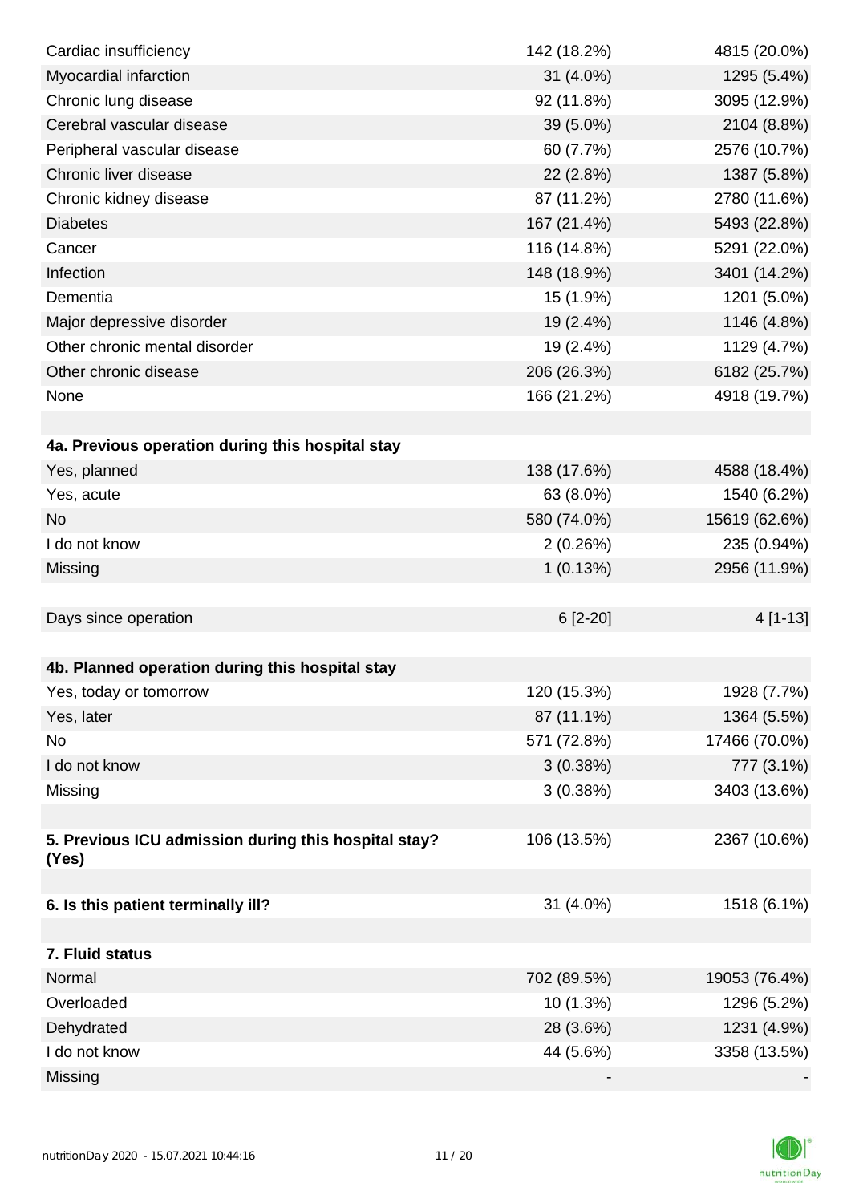| | | |
|---|---|---|
| Cardiac insufficiency | 142 (18.2%) | 4815 (20.0%) |
| Myocardial infarction | 31 (4.0%) | 1295 (5.4%) |
| Chronic lung disease | 92 (11.8%) | 3095 (12.9%) |
| Cerebral vascular disease | 39 (5.0%) | 2104 (8.8%) |
| Peripheral vascular disease | 60 (7.7%) | 2576 (10.7%) |
| Chronic liver disease | 22 (2.8%) | 1387 (5.8%) |
| Chronic kidney disease | 87 (11.2%) | 2780 (11.6%) |
| Diabetes | 167 (21.4%) | 5493 (22.8%) |
| Cancer | 116 (14.8%) | 5291 (22.0%) |
| Infection | 148 (18.9%) | 3401 (14.2%) |
| Dementia | 15 (1.9%) | 1201 (5.0%) |
| Major depressive disorder | 19 (2.4%) | 1146 (4.8%) |
| Other chronic mental disorder | 19 (2.4%) | 1129 (4.7%) |
| Other chronic disease | 206 (26.3%) | 6182 (25.7%) |
| None | 166 (21.2%) | 4918 (19.7%) |
| | | |
| **4a. Previous operation during this hospital stay** | | |
| Yes, planned | 138 (17.6%) | 4588 (18.4%) |
| Yes, acute | 63 (8.0%) | 1540 (6.2%) |
| No | 580 (74.0%) | 15619 (62.6%) |
| I do not know | 2 (0.26%) | 235 (0.94%) |
| Missing | 1 (0.13%) | 2956 (11.9%) |
| | | |
| Days since operation | 6 [2-20] | 4 [1-13] |
| | | |
| **4b. Planned operation during this hospital stay** | | |
| Yes, today or tomorrow | 120 (15.3%) | 1928 (7.7%) |
| Yes, later | 87 (11.1%) | 1364 (5.5%) |
| No | 571 (72.8%) | 17466 (70.0%) |
| I do not know | 3 (0.38%) | 777 (3.1%) |
| Missing | 3 (0.38%) | 3403 (13.6%) |
| | | |
| **5. Previous ICU admission during this hospital stay? (Yes)** | 106 (13.5%) | 2367 (10.6%) |
| | | |
| **6. Is this patient terminally ill?** | 31 (4.0%) | 1518 (6.1%) |
| | | |
| **7. Fluid status** | | |
| Normal | 702 (89.5%) | 19053 (76.4%) |
| Overloaded | 10 (1.3%) | 1296 (5.2%) |
| Dehydrated | 28 (3.6%) | 1231 (4.9%) |
| I do not know | 44 (5.6%) | 3358 (13.5%) |
| Missing | - | - |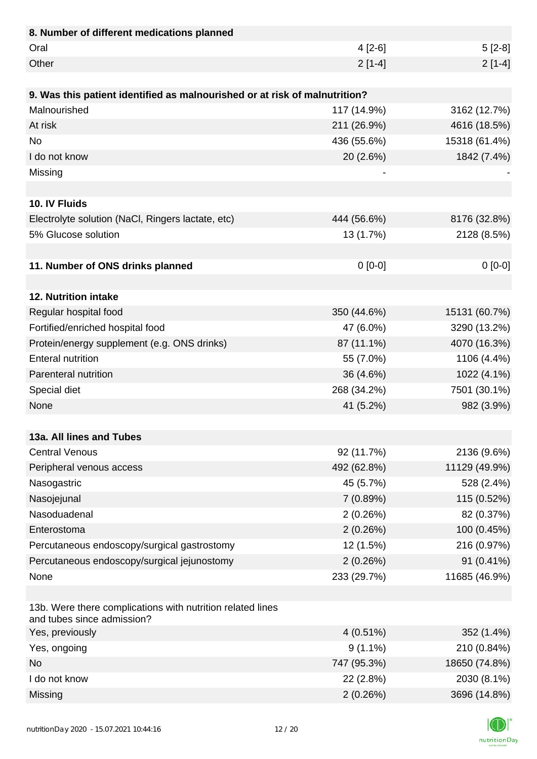| | | |
|---|---|---|
| **8. Number of different medications planned** | | |
| Oral | 4 [2-6] | 5 [2-8] |
| Other | 2 [1-4] | 2 [1-4] |
| | | |
| **9. Was this patient identified as malnourished or at risk of malnutrition?** | | |
| Malnourished | 117 (14.9%) | 3162 (12.7%) |
| At risk | 211 (26.9%) | 4616 (18.5%) |
| No | 436 (55.6%) | 15318 (61.4%) |
| I do not know | 20 (2.6%) | 1842 (7.4%) |
| Missing | - | - |
| | | |
| **10. IV Fluids** | | |
| Electrolyte solution (NaCl, Ringers lactate, etc) | 444 (56.6%) | 8176 (32.8%) |
| 5% Glucose solution | 13 (1.7%) | 2128 (8.5%) |
| | | |
| **11. Number of ONS drinks planned** | 0 [0-0] | 0 [0-0] |
| | | |
| **12. Nutrition intake** | | |
| Regular hospital food | 350 (44.6%) | 15131 (60.7%) |
| Fortified/enriched hospital food | 47 (6.0%) | 3290 (13.2%) |
| Protein/energy supplement (e.g. ONS drinks) | 87 (11.1%) | 4070 (16.3%) |
| Enteral nutrition | 55 (7.0%) | 1106 (4.4%) |
| Parenteral nutrition | 36 (4.6%) | 1022 (4.1%) |
| Special diet | 268 (34.2%) | 7501 (30.1%) |
| None | 41 (5.2%) | 982 (3.9%) |
| | | |
| **13a. All lines and Tubes** | | |
| Central Venous | 92 (11.7%) | 2136 (9.6%) |
| Peripheral venous access | 492 (62.8%) | 11129 (49.9%) |
| Nasogastric | 45 (5.7%) | 528 (2.4%) |
| Nasojejunal | 7 (0.89%) | 115 (0.52%) |
| Nasoduadenal | 2 (0.26%) | 82 (0.37%) |
| Enterostoma | 2 (0.26%) | 100 (0.45%) |
| Percutaneous endoscopy/surgical gastrostomy | 12 (1.5%) | 216 (0.97%) |
| Percutaneous endoscopy/surgical jejunostomy | 2 (0.26%) | 91 (0.41%) |
| None | 233 (29.7%) | 11685 (46.9%) |
| | | |
| 13b. Were there complications with nutrition related lines and tubes since admission? | | |
| Yes, previously | 4 (0.51%) | 352 (1.4%) |
| Yes, ongoing | 9 (1.1%) | 210 (0.84%) |
| No | 747 (95.3%) | 18650 (74.8%) |
| I do not know | 22 (2.8%) | 2030 (8.1%) |
| Missing | 2 (0.26%) | 3696 (14.8%) |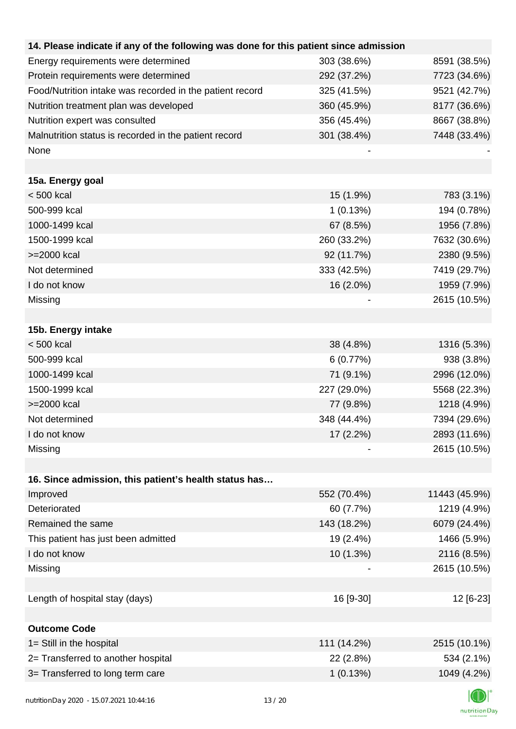| | | |
|---|---|---|
| **14. Please indicate if any of the following was done for this patient since admission** | | |
| Energy requirements were determined | 303 (38.6%) | 8591 (38.5%) |
| Protein requirements were determined | 292 (37.2%) | 7723 (34.6%) |
| Food/Nutrition intake was recorded in the patient record | 325 (41.5%) | 9521 (42.7%) |
| Nutrition treatment plan was developed | 360 (45.9%) | 8177 (36.6%) |
| Nutrition expert was consulted | 356 (45.4%) | 8667 (38.8%) |
| Malnutrition status is recorded in the patient record | 301 (38.4%) | 7448 (33.4%) |
| None | - | - |
| | | |
| **15a. Energy goal** | | |
| < 500 kcal | 15 (1.9%) | 783 (3.1%) |
| 500-999 kcal | 1 (0.13%) | 194 (0.78%) |
| 1000-1499 kcal | 67 (8.5%) | 1956 (7.8%) |
| 1500-1999 kcal | 260 (33.2%) | 7632 (30.6%) |
| >=2000 kcal | 92 (11.7%) | 2380 (9.5%) |
| Not determined | 333 (42.5%) | 7419 (29.7%) |
| I do not know | 16 (2.0%) | 1959 (7.9%) |
| Missing | - | 2615 (10.5%) |
| | | |
| **15b. Energy intake** | | |
| < 500 kcal | 38 (4.8%) | 1316 (5.3%) |
| 500-999 kcal | 6 (0.77%) | 938 (3.8%) |
| 1000-1499 kcal | 71 (9.1%) | 2996 (12.0%) |
| 1500-1999 kcal | 227 (29.0%) | 5568 (22.3%) |
| >=2000 kcal | 77 (9.8%) | 1218 (4.9%) |
| Not determined | 348 (44.4%) | 7394 (29.6%) |
| I do not know | 17 (2.2%) | 2893 (11.6%) |
| Missing | - | 2615 (10.5%) |
| | | |
| **16. Since admission, this patient's health status has…** | | |
| Improved | 552 (70.4%) | 11443 (45.9%) |
| Deteriorated | 60 (7.7%) | 1219 (4.9%) |
| Remained the same | 143 (18.2%) | 6079 (24.4%) |
| This patient has just been admitted | 19 (2.4%) | 1466 (5.9%) |
| I do not know | 10 (1.3%) | 2116 (8.5%) |
| Missing | - | 2615 (10.5%) |
| | | |
| Length of hospital stay (days) | 16 [9-30] | 12 [6-23] |
| | | |
| **Outcome Code** | | |
| 1= Still in the hospital | 111 (14.2%) | 2515 (10.1%) |
| 2= Transferred to another hospital | 22 (2.8%) | 534 (2.1%) |
| 3= Transferred to long term care | 1 (0.13%) | 1049 (4.2%) |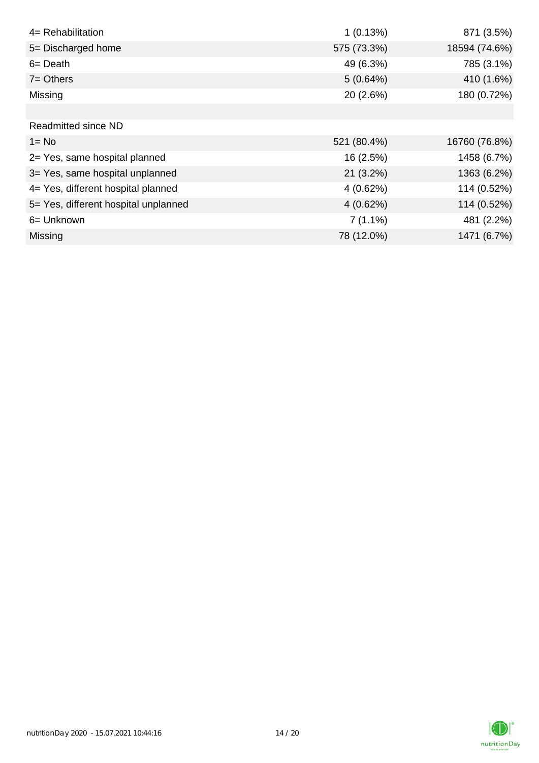| | | |
|---|---|---|
| 4= Rehabilitation | 1 (0.13%) | 871 (3.5%) |
| 5= Discharged home | 575 (73.3%) | 18594 (74.6%) |
| 6= Death | 49 (6.3%) | 785 (3.1%) |
| 7= Others | 5 (0.64%) | 410 (1.6%) |
| Missing | 20 (2.6%) | 180 (0.72%) |
| | | |
| Readmitted since ND | | |
| 1= No | 521 (80.4%) | 16760 (76.8%) |
| 2= Yes, same hospital planned | 16 (2.5%) | 1458 (6.7%) |
| 3= Yes, same hospital unplanned | 21 (3.2%) | 1363 (6.2%) |
| 4= Yes, different hospital planned | 4 (0.62%) | 114 (0.52%) |
| 5= Yes, different hospital unplanned | 4 (0.62%) | 114 (0.52%) |
| 6= Unknown | 7 (1.1%) | 481 (2.2%) |
| Missing | 78 (12.0%) | 1471 (6.7%) |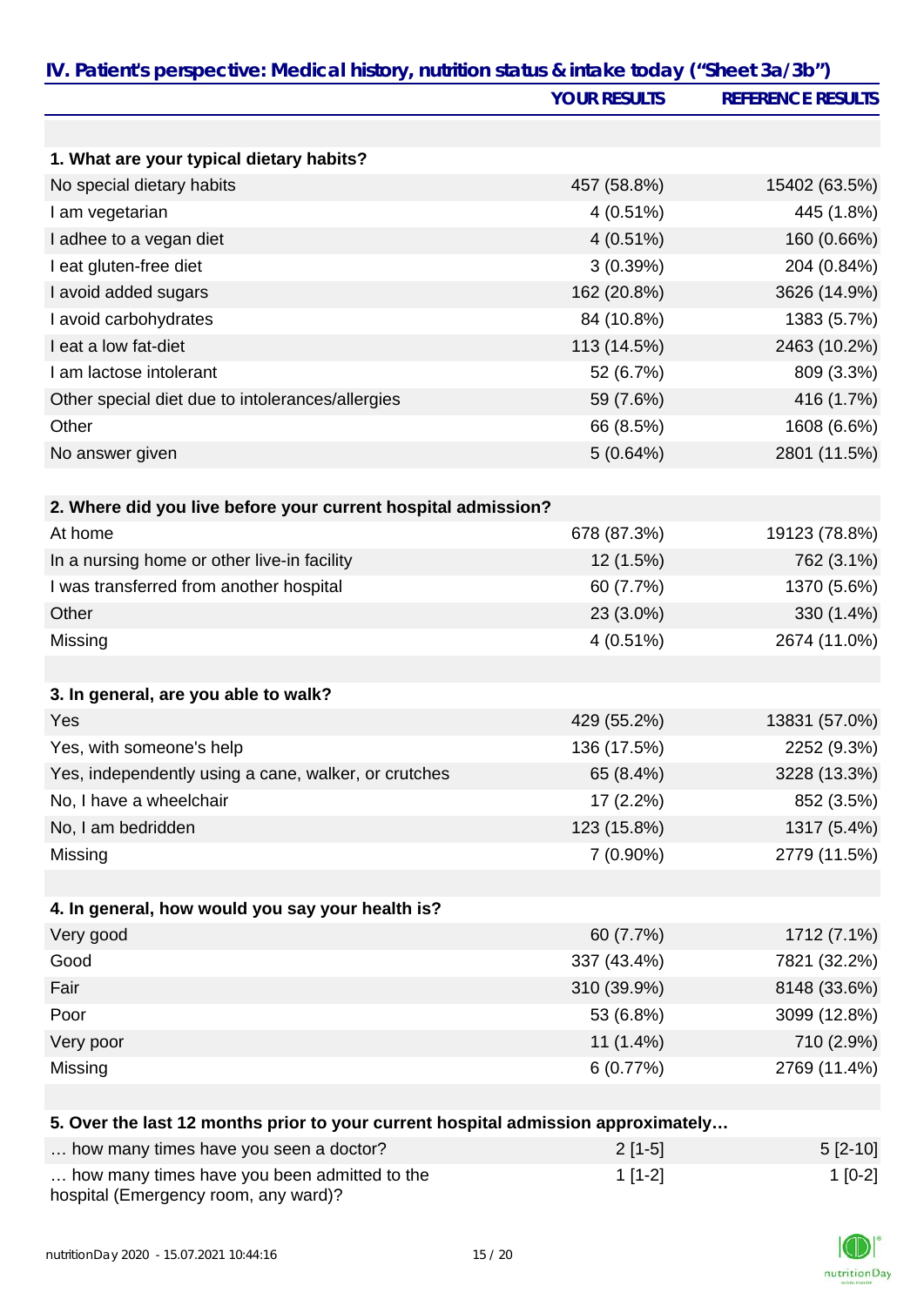## IV. Patient's perspective: Medical history, nutrition status & intake today ("Sheet 3a/3b")

| | YOUR RESULTS | REFERENCE RESULTS |
|---|---|---|
| **1. What are your typical dietary habits?** | | |
| No special dietary habits | 457 (58.8%) | 15402 (63.5%) |
| I am vegetarian | 4 (0.51%) | 445 (1.8%) |
| I adhee to a vegan diet | 4 (0.51%) | 160 (0.66%) |
| I eat gluten-free diet | 3 (0.39%) | 204 (0.84%) |
| I avoid added sugars | 162 (20.8%) | 3626 (14.9%) |
| I avoid carbohydrates | 84 (10.8%) | 1383 (5.7%) |
| I eat a low fat-diet | 113 (14.5%) | 2463 (10.2%) |
| I am lactose intolerant | 52 (6.7%) | 809 (3.3%) |
| Other special diet due to intolerances/allergies | 59 (7.6%) | 416 (1.7%) |
| Other | 66 (8.5%) | 1608 (6.6%) |
| No answer given | 5 (0.64%) | 2801 (11.5%) |
| **2. Where did you live before your current hospital admission?** | | |
| At home | 678 (87.3%) | 19123 (78.8%) |
| In a nursing home or other live-in facility | 12 (1.5%) | 762 (3.1%) |
| I was transferred from another hospital | 60 (7.7%) | 1370 (5.6%) |
| Other | 23 (3.0%) | 330 (1.4%) |
| Missing | 4 (0.51%) | 2674 (11.0%) |
| **3. In general, are you able to walk?** | | |
| Yes | 429 (55.2%) | 13831 (57.0%) |
| Yes, with someone's help | 136 (17.5%) | 2252 (9.3%) |
| Yes, independently using a cane, walker, or crutches | 65 (8.4%) | 3228 (13.3%) |
| No, I have a wheelchair | 17 (2.2%) | 852 (3.5%) |
| No, I am bedridden | 123 (15.8%) | 1317 (5.4%) |
| Missing | 7 (0.90%) | 2779 (11.5%) |
| **4. In general, how would you say your health is?** | | |
| Very good | 60 (7.7%) | 1712 (7.1%) |
| Good | 337 (43.4%) | 7821 (32.2%) |
| Fair | 310 (39.9%) | 8148 (33.6%) |
| Poor | 53 (6.8%) | 3099 (12.8%) |
| Very poor | 11 (1.4%) | 710 (2.9%) |
| Missing | 6 (0.77%) | 2769 (11.4%) |
| **5. Over the last 12 months prior to your current hospital admission approximately…** | | |
| … how many times have you seen a doctor? | 2 [1-5] | 5 [2-10] |
| … how many times have you been admitted to the hospital (Emergency room, any ward)? | 1 [1-2] | 1 [0-2] |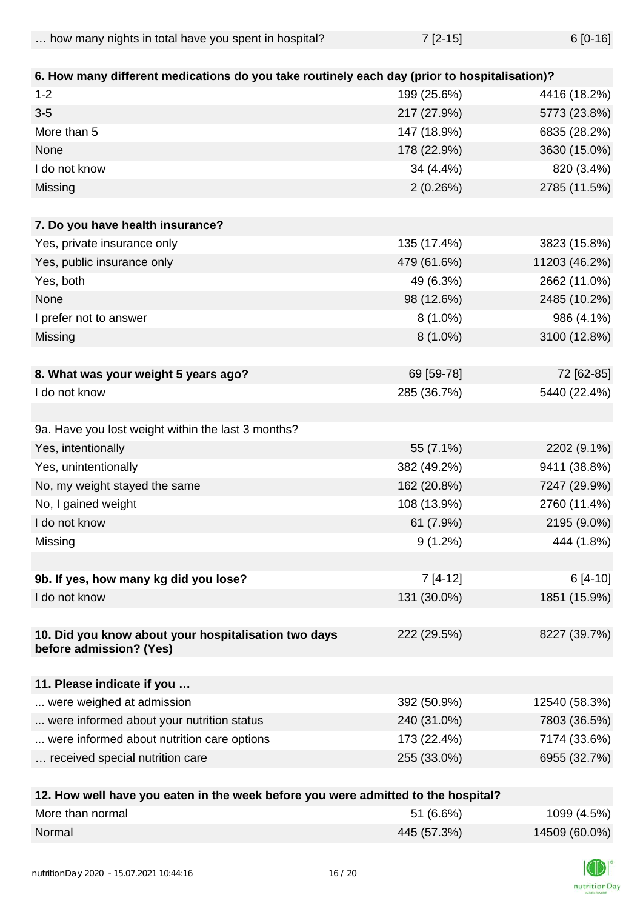| | | |
|---|---|---|
| … how many nights in total have you spent in hospital? | 7 [2-15] | 6 [0-16] |
| | | |
| **6. How many different medications do you take routinely each day (prior to hospitalisation)?** | | |
| 1-2 | 199 (25.6%) | 4416 (18.2%) |
| 3-5 | 217 (27.9%) | 5773 (23.8%) |
| More than 5 | 147 (18.9%) | 6835 (28.2%) |
| None | 178 (22.9%) | 3630 (15.0%) |
| I do not know | 34 (4.4%) | 820 (3.4%) |
| Missing | 2 (0.26%) | 2785 (11.5%) |
| | | |
| **7. Do you have health insurance?** | | |
| Yes, private insurance only | 135 (17.4%) | 3823 (15.8%) |
| Yes, public insurance only | 479 (61.6%) | 11203 (46.2%) |
| Yes, both | 49 (6.3%) | 2662 (11.0%) |
| None | 98 (12.6%) | 2485 (10.2%) |
| I prefer not to answer | 8 (1.0%) | 986 (4.1%) |
| Missing | 8 (1.0%) | 3100 (12.8%) |
| | | |
| **8. What was your weight 5 years ago?** | 69 [59-78] | 72 [62-85] |
| I do not know | 285 (36.7%) | 5440 (22.4%) |
| | | |
| 9a. Have you lost weight within the last 3 months? | | |
| Yes, intentionally | 55 (7.1%) | 2202 (9.1%) |
| Yes, unintentionally | 382 (49.2%) | 9411 (38.8%) |
| No, my weight stayed the same | 162 (20.8%) | 7247 (29.9%) |
| No, I gained weight | 108 (13.9%) | 2760 (11.4%) |
| I do not know | 61 (7.9%) | 2195 (9.0%) |
| Missing | 9 (1.2%) | 444 (1.8%) |
| | | |
| **9b. If yes, how many kg did you lose?** | 7 [4-12] | 6 [4-10] |
| I do not know | 131 (30.0%) | 1851 (15.9%) |
| | | |
| **10. Did you know about your hospitalisation two days before admission? (Yes)** | 222 (29.5%) | 8227 (39.7%) |
| | | |
| **11. Please indicate if you …** | | |
| ... were weighed at admission | 392 (50.9%) | 12540 (58.3%) |
| ... were informed about your nutrition status | 240 (31.0%) | 7803 (36.5%) |
| ... were informed about nutrition care options | 173 (22.4%) | 7174 (33.6%) |
| … received special nutrition care | 255 (33.0%) | 6955 (32.7%) |
| | | |
| **12. How well have you eaten in the week before you were admitted to the hospital?** | | |
| More than normal | 51 (6.6%) | 1099 (4.5%) |
| Normal | 445 (57.3%) | 14509 (60.0%) |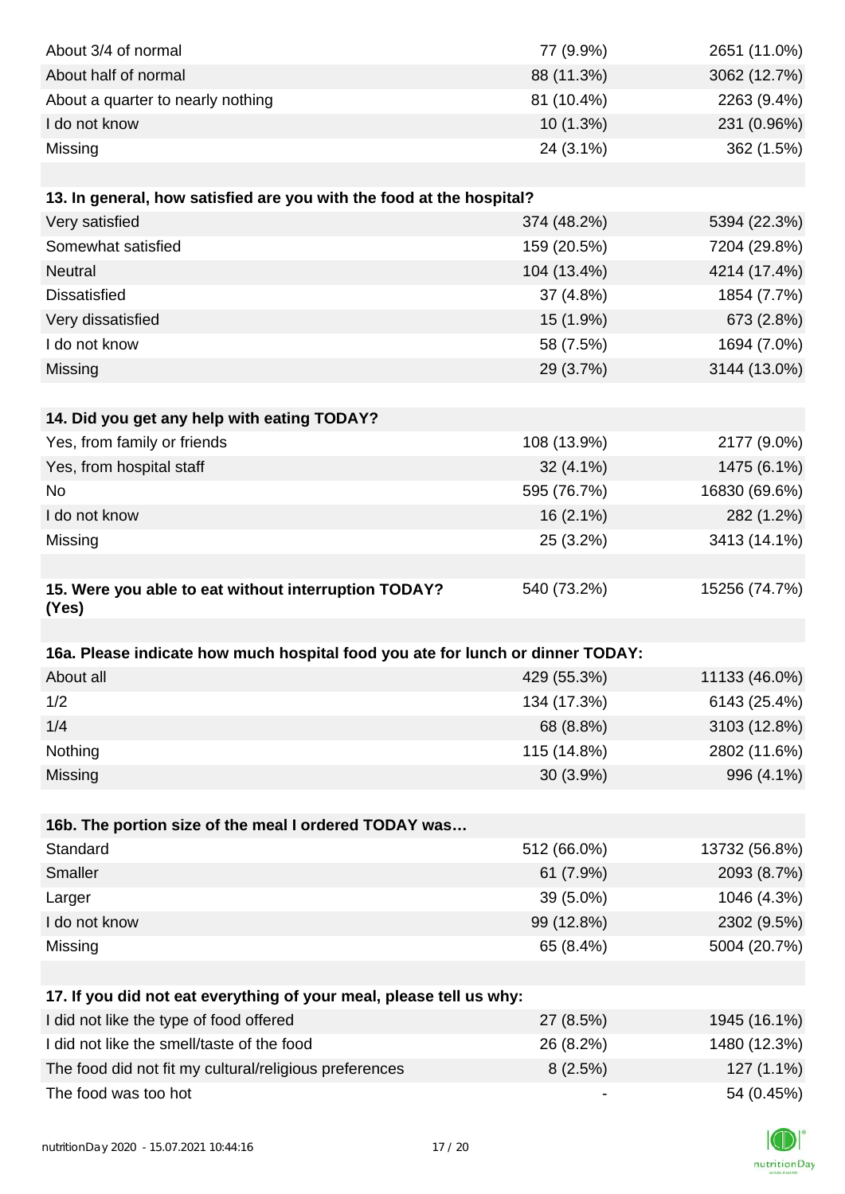| | | |
|---|---|---|
| About 3/4 of normal | 77 (9.9%) | 2651 (11.0%) |
| About half of normal | 88 (11.3%) | 3062 (12.7%) |
| About a quarter to nearly nothing | 81 (10.4%) | 2263 (9.4%) |
| I do not know | 10 (1.3%) | 231 (0.96%) |
| Missing | 24 (3.1%) | 362 (1.5%) |

| **13. In general, how satisfied are you with the food at the hospital?** | | |
|---|---|---|
| Very satisfied | 374 (48.2%) | 5394 (22.3%) |
| Somewhat satisfied | 159 (20.5%) | 7204 (29.8%) |
| Neutral | 104 (13.4%) | 4214 (17.4%) |
| Dissatisfied | 37 (4.8%) | 1854 (7.7%) |
| Very dissatisfied | 15 (1.9%) | 673 (2.8%) |
| I do not know | 58 (7.5%) | 1694 (7.0%) |
| Missing | 29 (3.7%) | 3144 (13.0%) |

| **14. Did you get any help with eating TODAY?** | | |
|---|---|---|
| Yes, from family or friends | 108 (13.9%) | 2177 (9.0%) |
| Yes, from hospital staff | 32 (4.1%) | 1475 (6.1%) |
| No | 595 (76.7%) | 16830 (69.6%) |
| I do not know | 16 (2.1%) | 282 (1.2%) |
| Missing | 25 (3.2%) | 3413 (14.1%) |

| | | |
|---|---|---|
| **15. Were you able to eat without interruption TODAY? (Yes)** | 540 (73.2%) | 15256 (74.7%) |

| **16a. Please indicate how much hospital food you ate for lunch or dinner TODAY:** | | |
|---|---|---|
| About all | 429 (55.3%) | 11133 (46.0%) |
| 1/2 | 134 (17.3%) | 6143 (25.4%) |
| 1/4 | 68 (8.8%) | 3103 (12.8%) |
| Nothing | 115 (14.8%) | 2802 (11.6%) |
| Missing | 30 (3.9%) | 996 (4.1%) |

| **16b. The portion size of the meal I ordered TODAY was…** | | |
|---|---|---|
| Standard | 512 (66.0%) | 13732 (56.8%) |
| Smaller | 61 (7.9%) | 2093 (8.7%) |
| Larger | 39 (5.0%) | 1046 (4.3%) |
| I do not know | 99 (12.8%) | 2302 (9.5%) |
| Missing | 65 (8.4%) | 5004 (20.7%) |

| **17. If you did not eat everything of your meal, please tell us why:** | | |
|---|---|---|
| I did not like the type of food offered | 27 (8.5%) | 1945 (16.1%) |
| I did not like the smell/taste of the food | 26 (8.2%) | 1480 (12.3%) |
| The food did not fit my cultural/religious preferences | 8 (2.5%) | 127 (1.1%) |
| The food was too hot | - | 54 (0.45%) |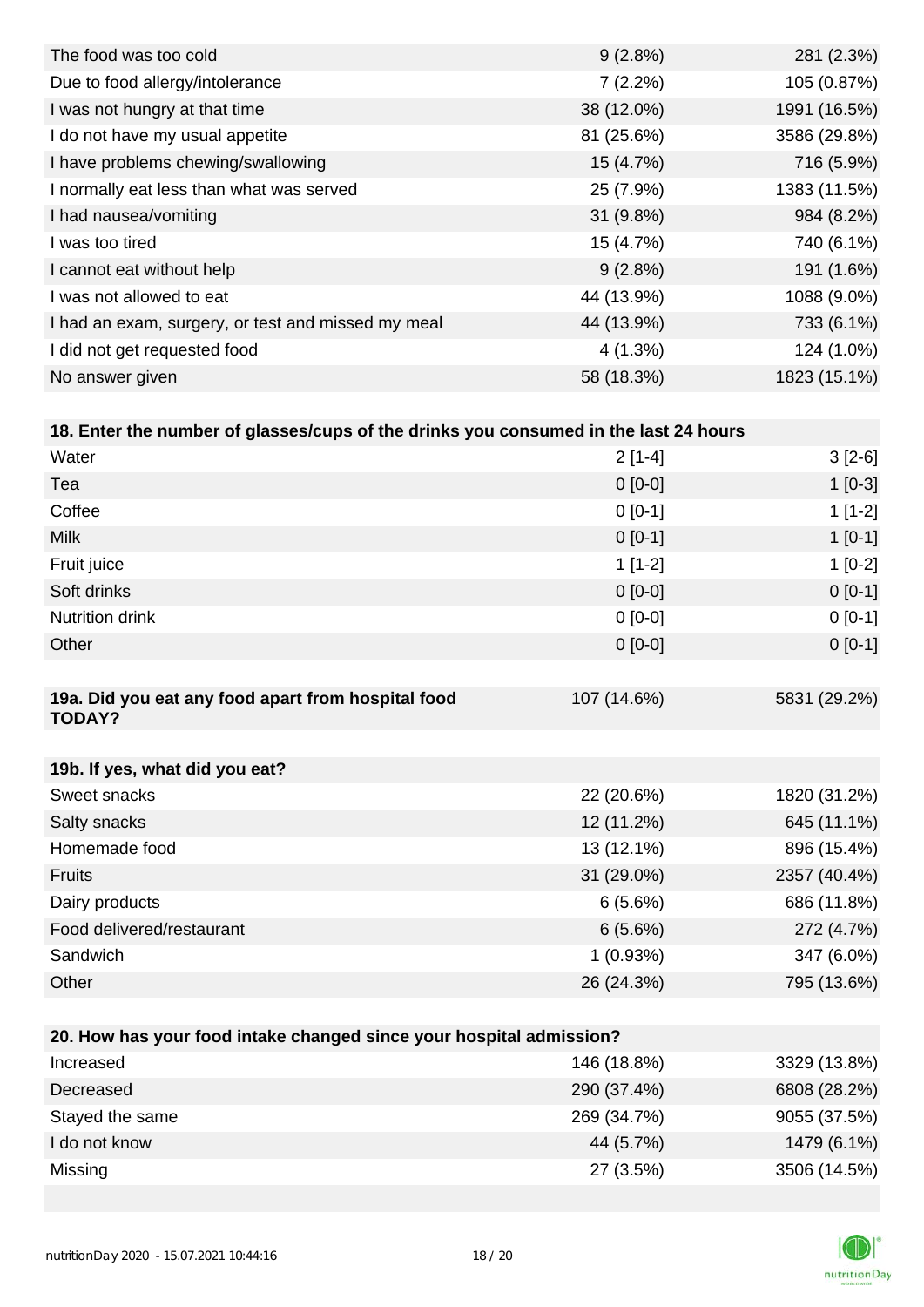| | | |
|---|---|---|
| The food was too cold | 9 (2.8%) | 281 (2.3%) |
| Due to food allergy/intolerance | 7 (2.2%) | 105 (0.87%) |
| I was not hungry at that time | 38 (12.0%) | 1991 (16.5%) |
| I do not have my usual appetite | 81 (25.6%) | 3586 (29.8%) |
| I have problems chewing/swallowing | 15 (4.7%) | 716 (5.9%) |
| I normally eat less than what was served | 25 (7.9%) | 1383 (11.5%) |
| I had nausea/vomiting | 31 (9.8%) | 984 (8.2%) |
| I was too tired | 15 (4.7%) | 740 (6.1%) |
| I cannot eat without help | 9 (2.8%) | 191 (1.6%) |
| I was not allowed to eat | 44 (13.9%) | 1088 (9.0%) |
| I had an exam, surgery, or test and missed my meal | 44 (13.9%) | 733 (6.1%) |
| I did not get requested food | 4 (1.3%) | 124 (1.0%) |
| No answer given | 58 (18.3%) | 1823 (15.1%) |

| **18. Enter the number of glasses/cups of the drinks you consumed in the last 24 hours** | | |
|---|---|---|
| Water | 2 [1-4] | 3 [2-6] |
| Tea | 0 [0-0] | 1 [0-3] |
| Coffee | 0 [0-1] | 1 [1-2] |
| Milk | 0 [0-1] | 1 [0-1] |
| Fruit juice | 1 [1-2] | 1 [0-2] |
| Soft drinks | 0 [0-0] | 0 [0-1] |
| Nutrition drink | 0 [0-0] | 0 [0-1] |
| Other | 0 [0-0] | 0 [0-1] |

| **19a. Did you eat any food apart from hospital food TODAY?** | 107 (14.6%) | 5831 (29.2%) |
|---|---|---|

| **19b. If yes, what did you eat?** | | |
|---|---|---|
| Sweet snacks | 22 (20.6%) | 1820 (31.2%) |
| Salty snacks | 12 (11.2%) | 645 (11.1%) |
| Homemade food | 13 (12.1%) | 896 (15.4%) |
| Fruits | 31 (29.0%) | 2357 (40.4%) |
| Dairy products | 6 (5.6%) | 686 (11.8%) |
| Food delivered/restaurant | 6 (5.6%) | 272 (4.7%) |
| Sandwich | 1 (0.93%) | 347 (6.0%) |
| Other | 26 (24.3%) | 795 (13.6%) |

| **20. How has your food intake changed since your hospital admission?** | | |
|---|---|---|
| Increased | 146 (18.8%) | 3329 (13.8%) |
| Decreased | 290 (37.4%) | 6808 (28.2%) |
| Stayed the same | 269 (34.7%) | 9055 (37.5%) |
| I do not know | 44 (5.7%) | 1479 (6.1%) |
| Missing | 27 (3.5%) | 3506 (14.5%) |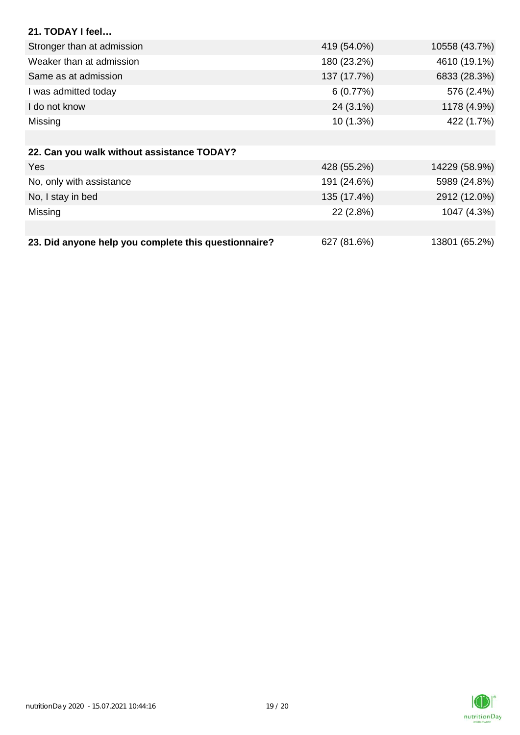| 21. TODAY I feel… | | |
| --- | --- | --- |
| Stronger than at admission | 419 (54.0%) | 10558 (43.7%) |
| Weaker than at admission | 180 (23.2%) | 4610 (19.1%) |
| Same as at admission | 137 (17.7%) | 6833 (28.3%) |
| I was admitted today | 6 (0.77%) | 576 (2.4%) |
| I do not know | 24 (3.1%) | 1178 (4.9%) |
| Missing | 10 (1.3%) | 422 (1.7%) |

| 22. Can you walk without assistance TODAY? | | |
| --- | --- | --- |
| Yes | 428 (55.2%) | 14229 (58.9%) |
| No, only with assistance | 191 (24.6%) | 5989 (24.8%) |
| No, I stay in bed | 135 (17.4%) | 2912 (12.0%) |
| Missing | 22 (2.8%) | 1047 (4.3%) |

| | | |
| --- | --- | --- |
| **23. Did anyone help you complete this questionnaire?** | 627 (81.6%) | 13801 (65.2%) |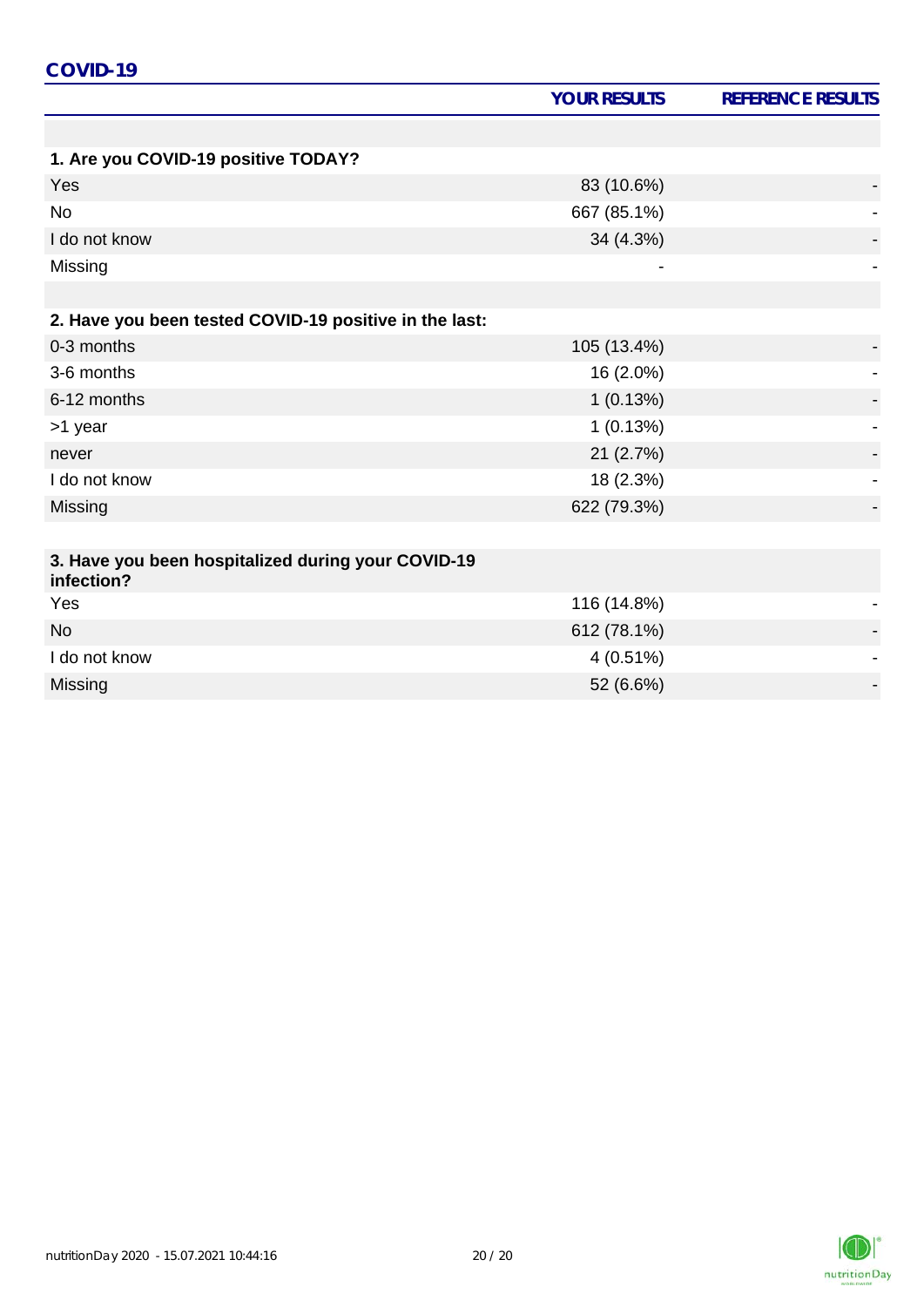## COVID-19

| | YOUR RESULTS | REFERENCE RESULTS |
|---|---|---|
| **1. Are you COVID-19 positive TODAY?** | | |
| Yes | 83 (10.6%) | - |
| No | 667 (85.1%) | - |
| I do not know | 34 (4.3%) | - |
| Missing | - | - |
| **2. Have you been tested COVID-19 positive in the last:** | | |
| 0-3 months | 105 (13.4%) | - |
| 3-6 months | 16 (2.0%) | - |
| 6-12 months | 1 (0.13%) | - |
| >1 year | 1 (0.13%) | - |
| never | 21 (2.7%) | - |
| I do not know | 18 (2.3%) | - |
| Missing | 622 (79.3%) | - |
| **3. Have you been hospitalized during your COVID-19 infection?** | | |
| Yes | 116 (14.8%) | - |
| No | 612 (78.1%) | - |
| I do not know | 4 (0.51%) | - |
| Missing | 52 (6.6%) | - |